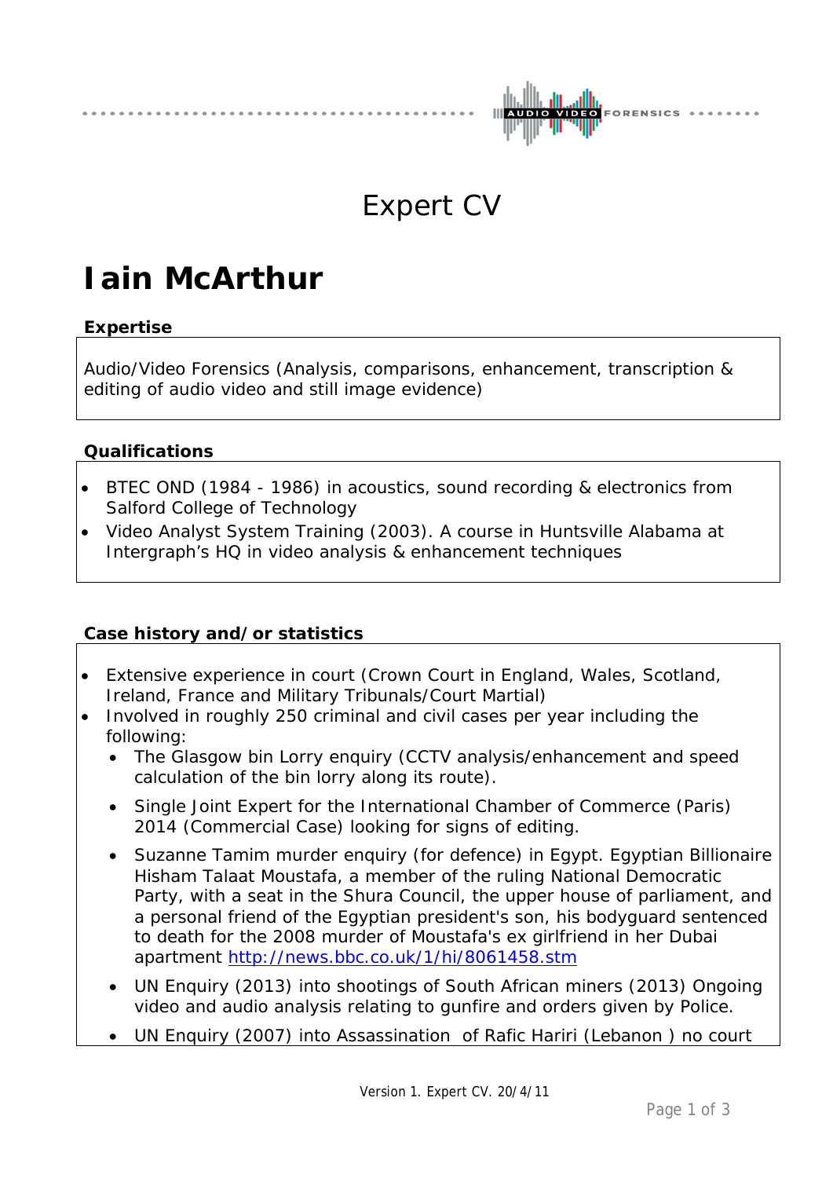## Expert CV

# Iain McArthur

### Expertise

Audio/Video Forensics (Analysis, comparisons, enhancement, transcription & editing of audio video and still image evidence)

### Qualifications

- BTEC OND (1984 - 1986) in acoustics, sound recording & electronics from Salford College of Technology
- Video Analyst System Training (2003). A course in Huntsville Alabama at Intergraph's HQ in video analysis & enhancement techniques

### Case history and/or statistics

- Extensive experience in court (Crown Court in England, Wales, Scotland, Ireland, France and Military Tribunals/Court Martial)
- Involved in roughly 250 criminal and civil cases per year including the following:
  - The Glasgow bin Lorry enquiry (CCTV analysis/enhancement and speed calculation of the bin lorry along its route).
  - Single Joint Expert for the International Chamber of Commerce (Paris) 2014 (Commercial Case) looking for signs of editing.
  - Suzanne Tamim murder enquiry (for defence) in Egypt. Egyptian Billionaire Hisham Talaat Moustafa, a member of the ruling National Democratic Party, with a seat in the Shura Council, the upper house of parliament, and a personal friend of the Egyptian president's son, his bodyguard sentenced to death for the 2008 murder of Moustafa's ex girlfriend in her Dubai apartment http://news.bbc.co.uk/1/hi/8061458.stm
  - UN Enquiry (2013) into shootings of South African miners (2013) Ongoing video and audio analysis relating to gunfire and orders given by Police.
  - UN Enquiry (2007) into Assassination of Rafic Hariri (Lebanon ) no court

Version 1. Expert CV. 20/4/11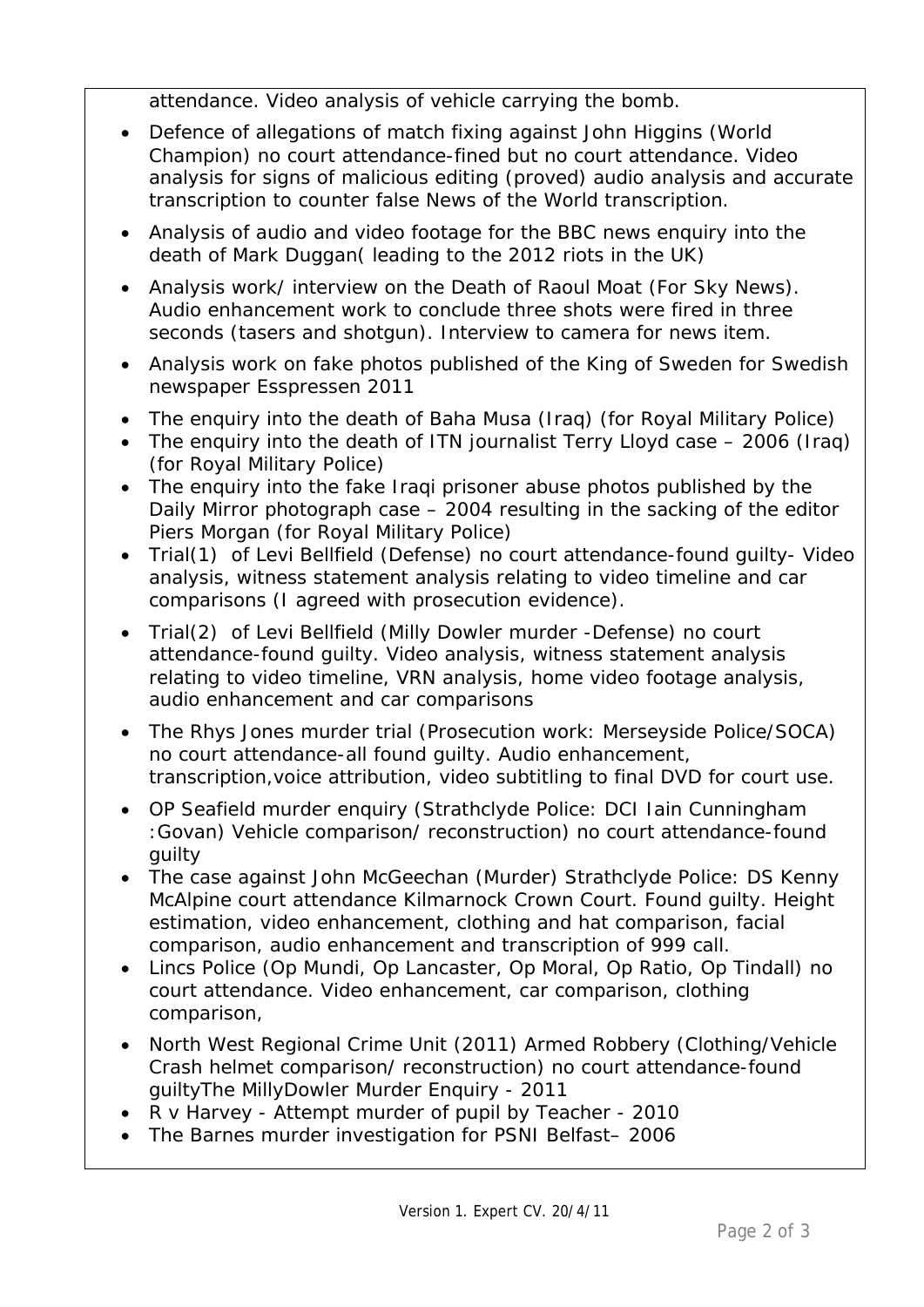attendance. Video analysis of vehicle carrying the bomb.

- Defence of allegations of match fixing against John Higgins (World Champion) no court attendance-fined but no court attendance. Video analysis for signs of malicious editing (proved) audio analysis and accurate transcription to counter false News of the World transcription.
- Analysis of audio and video footage for the BBC news enquiry into the death of Mark Duggan( leading to the 2012 riots in the UK)
- Analysis work/ interview on the Death of Raoul Moat (For Sky News). Audio enhancement work to conclude three shots were fired in three seconds (tasers and shotgun). Interview to camera for news item.
- Analysis work on fake photos published of the King of Sweden for Swedish newspaper Esspressen 2011
- The enquiry into the death of Baha Musa (Iraq) (for Royal Military Police)
- The enquiry into the death of ITN journalist Terry Lloyd case – 2006 (Iraq) (for Royal Military Police)
- The enquiry into the fake Iraqi prisoner abuse photos published by the Daily Mirror photograph case – 2004 resulting in the sacking of the editor Piers Morgan (for Royal Military Police)
- Trial(1) of Levi Bellfield (Defense) no court attendance-found guilty- Video analysis, witness statement analysis relating to video timeline and car comparisons (I agreed with prosecution evidence).
- Trial(2) of Levi Bellfield (Milly Dowler murder -Defense) no court attendance-found guilty. Video analysis, witness statement analysis relating to video timeline, VRN analysis, home video footage analysis, audio enhancement and car comparisons
- The Rhys Jones murder trial (Prosecution work: Merseyside Police/SOCA) no court attendance-all found guilty. Audio enhancement, transcription,voice attribution, video subtitling to final DVD for court use.
- OP Seafield murder enquiry (Strathclyde Police: DCI Iain Cunningham :Govan) Vehicle comparison/ reconstruction) no court attendance-found guilty
- The case against John McGeechan (Murder) Strathclyde Police: DS Kenny McAlpine court attendance Kilmarnock Crown Court. Found guilty. Height estimation, video enhancement, clothing and hat comparison, facial comparison, audio enhancement and transcription of 999 call.
- Lincs Police (Op Mundi, Op Lancaster, Op Moral, Op Ratio, Op Tindall) no court attendance. Video enhancement, car comparison, clothing comparison,
- North West Regional Crime Unit (2011) Armed Robbery (Clothing/Vehicle Crash helmet comparison/ reconstruction) no court attendance-found guiltyThe MillyDowler Murder Enquiry - 2011
- R v Harvey - Attempt murder of pupil by Teacher - 2010
- The Barnes murder investigation for PSNI Belfast– 2006

Version 1. Expert CV. 20/4/11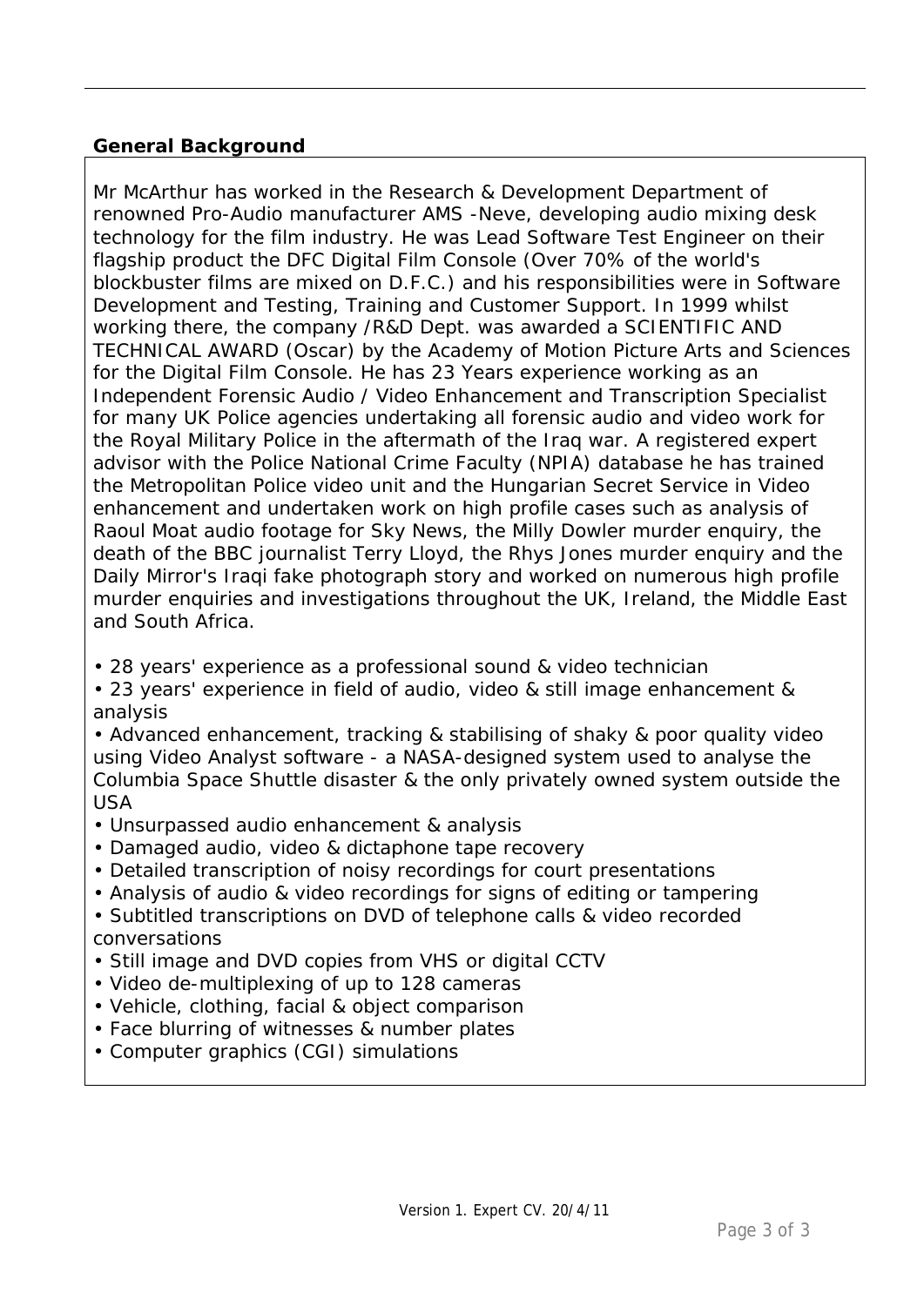## General Background

Mr McArthur has worked in the Research & Development Department of renowned Pro-Audio manufacturer AMS -Neve, developing audio mixing desk technology for the film industry. He was Lead Software Test Engineer on their flagship product the DFC Digital Film Console (Over 70% of the world's blockbuster films are mixed on D.F.C.) and his responsibilities were in Software Development and Testing, Training and Customer Support. In 1999 whilst working there, the company /R&D Dept. was awarded a SCIENTIFIC AND TECHNICAL AWARD (Oscar) by the Academy of Motion Picture Arts and Sciences for the Digital Film Console. He has 23 Years experience working as an Independent Forensic Audio / Video Enhancement and Transcription Specialist for many UK Police agencies undertaking all forensic audio and video work for the Royal Military Police in the aftermath of the Iraq war. A registered expert advisor with the Police National Crime Faculty (NPIA) database he has trained the Metropolitan Police video unit and the Hungarian Secret Service in Video enhancement and undertaken work on high profile cases such as analysis of Raoul Moat audio footage for Sky News, the Milly Dowler murder enquiry, the death of the BBC journalist Terry Lloyd, the Rhys Jones murder enquiry and the Daily Mirror's Iraqi fake photograph story and worked on numerous high profile murder enquiries and investigations throughout the UK, Ireland, the Middle East and South Africa.

- 28 years' experience as a professional sound & video technician
- 23 years' experience in field of audio, video & still image enhancement & analysis
- Advanced enhancement, tracking & stabilising of shaky & poor quality video using Video Analyst software - a NASA-designed system used to analyse the Columbia Space Shuttle disaster & the only privately owned system outside the USA
- Unsurpassed audio enhancement & analysis
- Damaged audio, video & dictaphone tape recovery
- Detailed transcription of noisy recordings for court presentations
- Analysis of audio & video recordings for signs of editing or tampering
- Subtitled transcriptions on DVD of telephone calls & video recorded conversations
- Still image and DVD copies from VHS or digital CCTV
- Video de-multiplexing of up to 128 cameras
- Vehicle, clothing, facial & object comparison
- Face blurring of witnesses & number plates
- Computer graphics (CGI) simulations

Version 1. Expert CV. 20/4/11